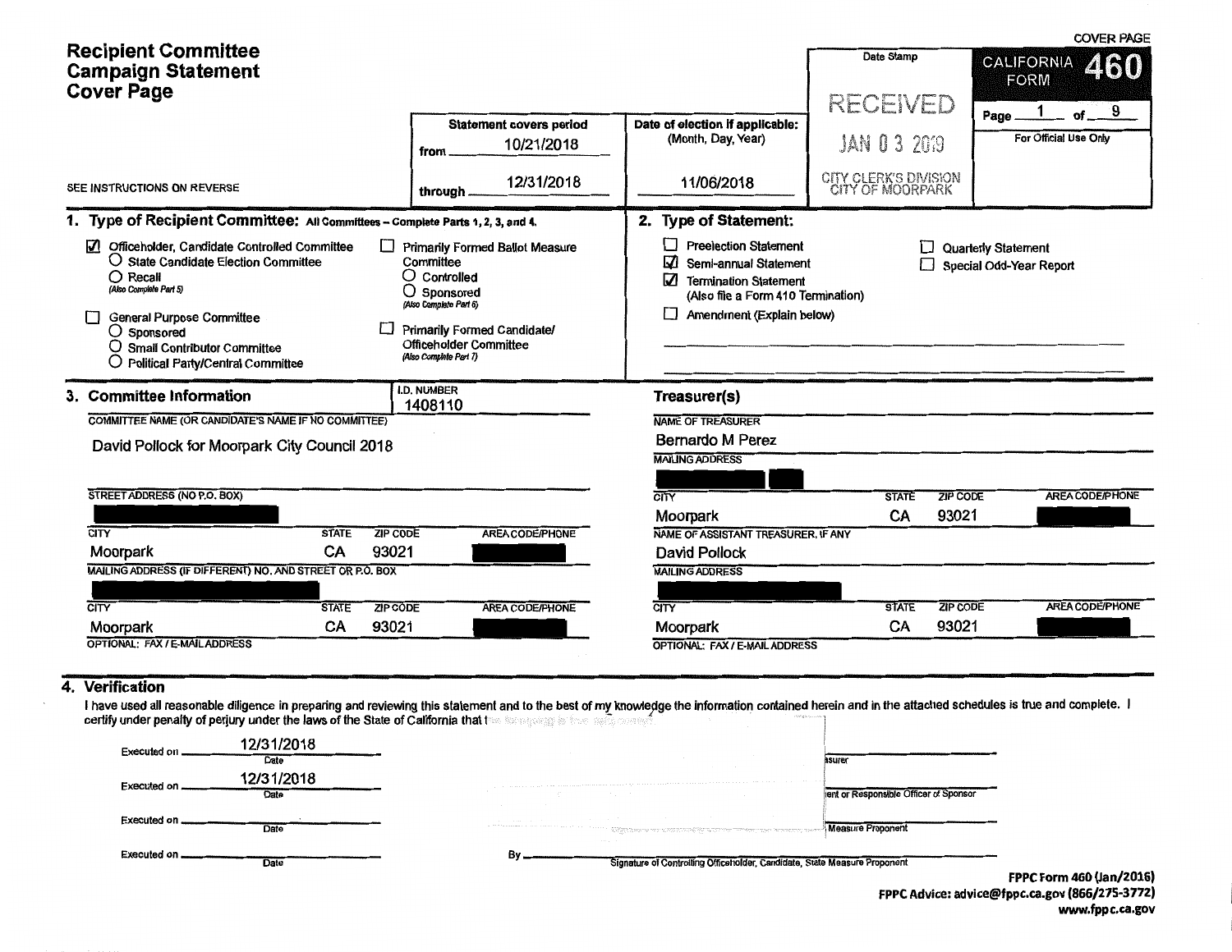# Recipient Committee Campaign Statement Cover Page

COVER PAGE

**CALIFORNIA FORM 460**

Page 1 of 9

For Official Use Only

Date Stamp

RECEIVED
JAN 03 2019
CITY CLERK'S DIVISION
CITY OF MOORPARK

SEE INSTRUCTIONS ON REVERSE

| Statement covers period | Date of election if applicable: (Month, Day, Year) |
|---|---|
| from 10/21/2018 | |
| through 12/31/2018 | 11/06/2018 |

## 1. Type of Recipient Committee: All Committees – Complete Parts 1, 2, 3, and 4.

- ☑ Officeholder, Candidate Controlled Committee
  - ○ State Candidate Election Committee
  - ○ Recall (Also Complete Part 5)
- ☐ General Purpose Committee
  - ○ Sponsored
  - ○ Small Contributor Committee
  - ○ Political Party/Central Committee
- ☐ Primarily Formed Ballot Measure Committee
  - ○ Controlled
  - ○ Sponsored (Also Complete Part 6)
- ☐ Primarily Formed Candidate/Officeholder Committee (Also Complete Part 7)

## 2. Type of Statement:

- ☐ Preelection Statement
- ☑ Semi-annual Statement
- ☑ Termination Statement (Also file a Form 410 Termination)
- ☐ Amendment (Explain below)
- ☐ Quarterly Statement
- ☐ Special Odd-Year Report

## 3. Committee Information

I.D. NUMBER: 1408110

COMMITTEE NAME (OR CANDIDATE'S NAME IF NO COMMITTEE): David Pollock for Moorpark City Council 2018

STREET ADDRESS (NO P.O. BOX): [redacted]

| CITY | STATE | ZIP CODE | AREA CODE/PHONE |
|---|---|---|---|
| Moorpark | CA | 93021 | [redacted] |

MAILING ADDRESS (IF DIFFERENT) NO. AND STREET OR P.O. BOX: [redacted]

| CITY | STATE | ZIP CODE | AREA CODE/PHONE |
|---|---|---|---|
| Moorpark | CA | 93021 | [redacted] |

OPTIONAL: FAX / E-MAIL ADDRESS

### Treasurer(s)

NAME OF TREASURER: Bernardo M Perez

MAILING ADDRESS: [redacted]

| CITY | STATE | ZIP CODE | AREA CODE/PHONE |
|---|---|---|---|
| Moorpark | CA | 93021 | [redacted] |

NAME OF ASSISTANT TREASURER, IF ANY: David Pollock

MAILING ADDRESS: [redacted]

| CITY | STATE | ZIP CODE | AREA CODE/PHONE |
|---|---|---|---|
| Moorpark | CA | 93021 | [redacted] |

OPTIONAL: FAX / E-MAIL ADDRESS

## 4. Verification

I have used all reasonable diligence in preparing and reviewing this statement and to the best of my knowledge the information contained herein and in the attached schedules is true and complete. I certify under penalty of perjury under the laws of the State of California that the foregoing is true and correct.

Executed on 12/31/2018 (Date) — Signature of Treasurer or Assistant Treasurer

Executed on 12/31/2018 (Date) — Signature of Controlling Officeholder, Candidate, State Measure Proponent or Responsible Officer of Sponsor

Executed on ________ (Date) — Signature of Controlling Officeholder, Candidate, State Measure Proponent

Executed on ________ (Date) By ________ Signature of Controlling Officeholder, Candidate, State Measure Proponent

FPPC Form 460 (Jan/2016)
FPPC Advice: advice@fppc.ca.gov (866/275-3772)
www.fppc.ca.gov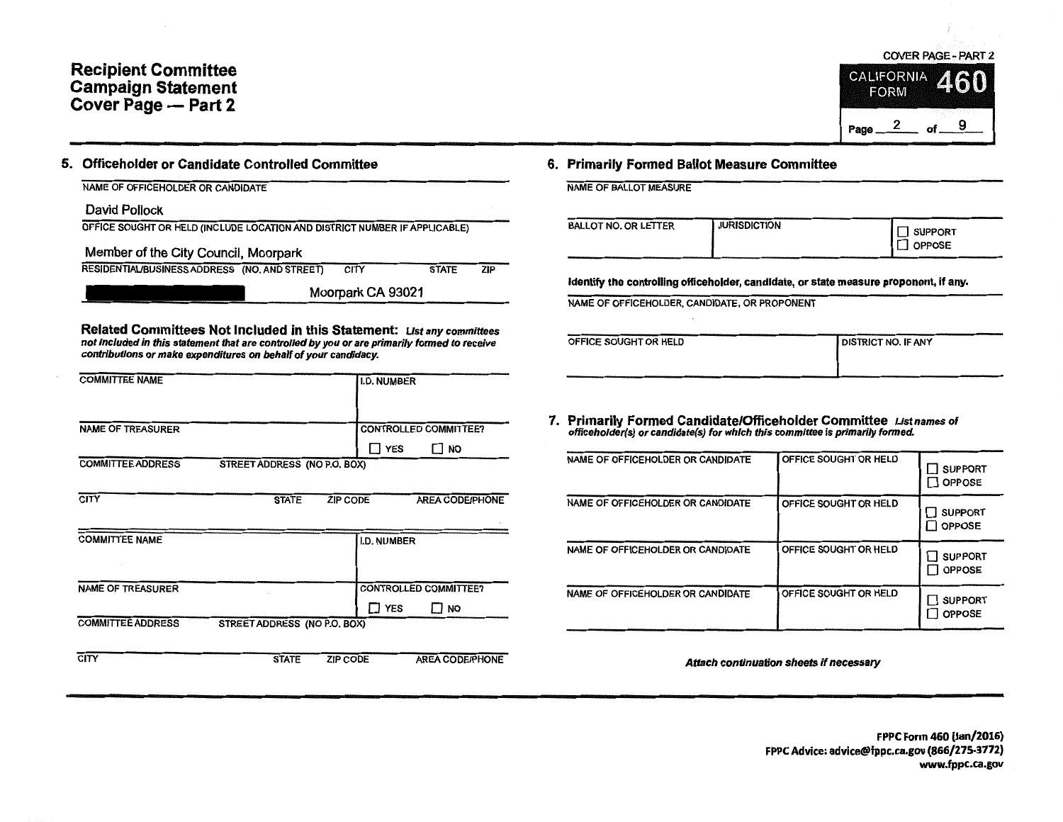# Recipient Committee Campaign Statement Cover Page — Part 2

COVER PAGE - PART 2

CALIFORNIA FORM **460**

## 5. Officeholder or Candidate Controlled Committee

NAME OF OFFICEHOLDER OR CANDIDATE

David Pollock

OFFICE SOUGHT OR HELD (INCLUDE LOCATION AND DISTRICT NUMBER IF APPLICABLE)

Member of the City Council, Moorpark

RESIDENTIAL/BUSINESS ADDRESS (NO. AND STREET) CITY STATE ZIP

[REDACTED] Moorpark CA 93021

**Related Committees Not Included in this Statement:** *List any committees not included in this statement that are controlled by you or are primarily formed to receive contributions or make expenditures on behalf of your candidacy.*

| COMMITTEE NAME | | I.D. NUMBER | |
|---|---|---|---|
| NAME OF TREASURER | | CONTROLLED COMMITTEE? ☐ YES ☐ NO | |
| COMMITTEE ADDRESS | STREET ADDRESS (NO P.O. BOX) | | |
| CITY | STATE | ZIP CODE | AREA CODE/PHONE |

| COMMITTEE NAME | | I.D. NUMBER | |
|---|---|---|---|
| NAME OF TREASURER | | CONTROLLED COMMITTEE? ☐ YES ☐ NO | |
| COMMITTEE ADDRESS | STREET ADDRESS (NO P.O. BOX) | | |
| CITY | STATE | ZIP CODE | AREA CODE/PHONE |

## 6. Primarily Formed Ballot Measure Committee

NAME OF BALLOT MEASURE

| BALLOT NO. OR LETTER | JURISDICTION | ☐ SUPPORT ☐ OPPOSE |
|---|---|---|

**Identify the controlling officeholder, candidate, or state measure proponent, if any.**

NAME OF OFFICEHOLDER, CANDIDATE, OR PROPONENT

| OFFICE SOUGHT OR HELD | DISTRICT NO. IF ANY |
|---|---|

## 7. Primarily Formed Candidate/Officeholder Committee

*List names of officeholder(s) or candidate(s) for which this committee is primarily formed.*

| NAME OF OFFICEHOLDER OR CANDIDATE | OFFICE SOUGHT OR HELD | |
|---|---|---|
| | | ☐ SUPPORT ☐ OPPOSE |
| | | ☐ SUPPORT ☐ OPPOSE |
| | | ☐ SUPPORT ☐ OPPOSE |
| | | ☐ SUPPORT ☐ OPPOSE |

*Attach continuation sheets if necessary*

FPPC Form 460 (Jan/2016)
FPPC Advice: advice@fppc.ca.gov (866/275-3772)
www.fppc.ca.gov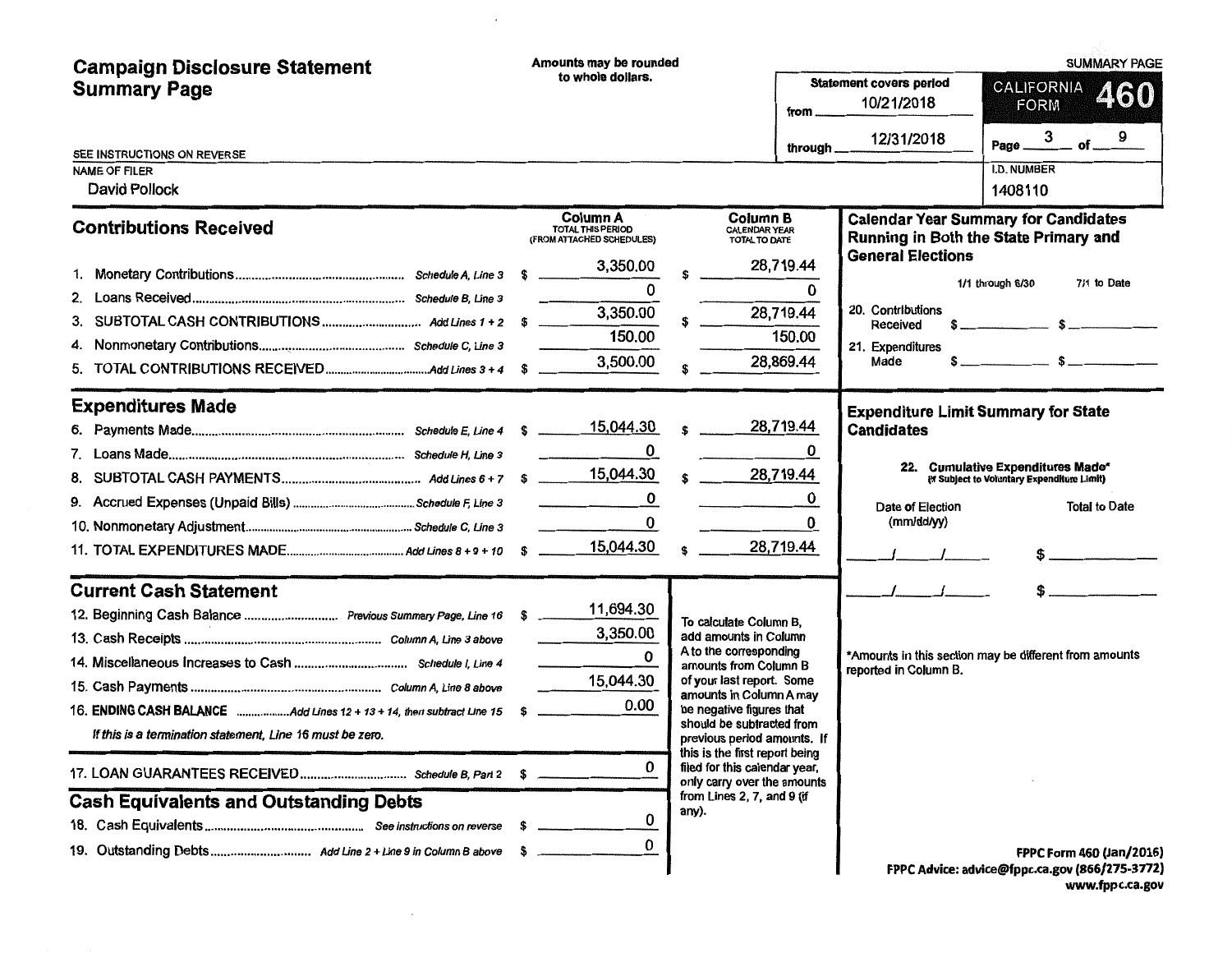# Campaign Disclosure Statement Summary Page

Amounts may be rounded to whole dollars.

SUMMARY PAGE

**CALIFORNIA FORM 460**

Statement covers period from 10/21/2018 through 12/31/2018

Page 3 of 9

SEE INSTRUCTIONS ON REVERSE

NAME OF FILER: David Pollock

I.D. NUMBER: 1408110

## Contributions Received

| | | Column A TOTAL THIS PERIOD (FROM ATTACHED SCHEDULES) | Column B CALENDAR YEAR TOTAL TO DATE |
|---|---|---|---|
| 1. Monetary Contributions | *Schedule A, Line 3* | $ 3,350.00 | $ 28,719.44 |
| 2. Loans Received | *Schedule B, Line 3* | 0 | 0 |
| 3. SUBTOTAL CASH CONTRIBUTIONS | *Add Lines 1 + 2* | $ 3,350.00 | $ 28,719.44 |
| 4. Nonmonetary Contributions | *Schedule C, Line 3* | 150.00 | 150.00 |
| 5. TOTAL CONTRIBUTIONS RECEIVED | *Add Lines 3 + 4* | $ 3,500.00 | $ 28,869.44 |

## Expenditures Made

| | | Column A | Column B |
|---|---|---|---|
| 6. Payments Made | *Schedule E, Line 4* | $ 15,044.30 | $ 28,719.44 |
| 7. Loans Made | *Schedule H, Line 3* | 0 | 0 |
| 8. SUBTOTAL CASH PAYMENTS | *Add Lines 6 + 7* | $ 15,044.30 | $ 28,719.44 |
| 9. Accrued Expenses (Unpaid Bills) | *Schedule F, Line 3* | 0 | 0 |
| 10. Nonmonetary Adjustment | *Schedule C, Line 3* | 0 | 0 |
| 11. TOTAL EXPENDITURES MADE | *Add Lines 8 + 9 + 10* | $ 15,044.30 | $ 28,719.44 |

## Current Cash Statement

| | | |
|---|---|---|
| 12. Beginning Cash Balance | *Previous Summary Page, Line 16* | $ 11,694.30 |
| 13. Cash Receipts | *Column A, Line 3 above* | 3,350.00 |
| 14. Miscellaneous Increases to Cash | *Schedule I, Line 4* | 0 |
| 15. Cash Payments | *Column A, Line 8 above* | 15,044.30 |
| 16. **ENDING CASH BALANCE** | *Add Lines 12 + 13 + 14, then subtract Line 15* | $ 0.00 |

*If this is a termination statement, Line 16 must be zero.*

| | | |
|---|---|---|
| 17. LOAN GUARANTEES RECEIVED | *Schedule B, Part 2* | $ 0 |

To calculate Column B, add amounts in Column A to the corresponding amounts from Column B of your last report. Some amounts in Column A may be negative figures that should be subtracted from previous period amounts. If this is the first report being filed for this calendar year, only carry over the amounts from Lines 2, 7, and 9 (if any).

## Cash Equivalents and Outstanding Debts

| | | |
|---|---|---|
| 18. Cash Equivalents | *See instructions on reverse* | $ 0 |
| 19. Outstanding Debts | *Add Line 2 + Line 9 in Column B above* | $ 0 |

## Calendar Year Summary for Candidates Running in Both the State Primary and General Elections

| | 1/1 through 6/30 | 7/1 to Date |
|---|---|---|
| 20. Contributions Received | $ | $ |
| 21. Expenditures Made | $ | $ |

## Expenditure Limit Summary for State Candidates

22. Cumulative Expenditures Made* (If Subject to Voluntary Expenditure Limit)

| Date of Election (mm/dd/yy) | Total to Date |
|---|---|
| / / | $ |
| / / | $ |

*Amounts in this section may be different from amounts reported in Column B.

FPPC Form 460 (Jan/2016)
FPPC Advice: advice@fppc.ca.gov (866/275-3772)
www.fppc.ca.gov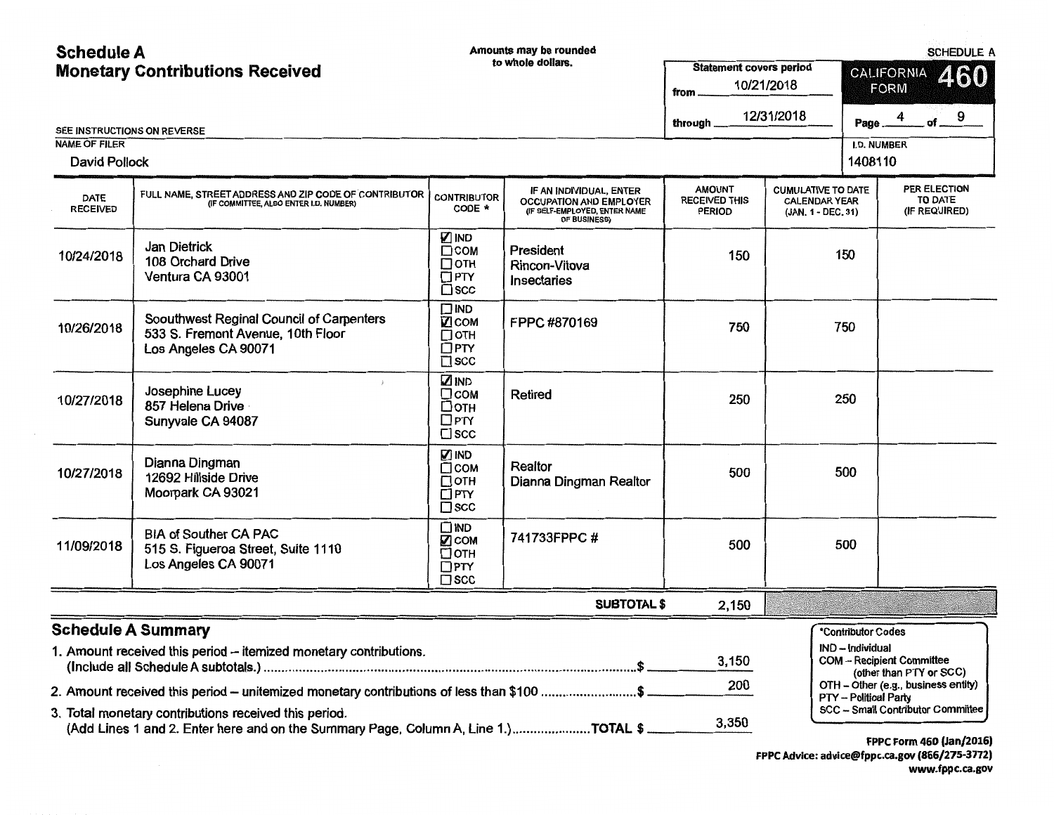# Schedule A
## Monetary Contributions Received

Amounts may be rounded to whole dollars.

SCHEDULE A

CALIFORNIA FORM 460

Statement covers period from 10/21/2018 through 12/31/2018

Page 4 of 9

SEE INSTRUCTIONS ON REVERSE

NAME OF FILER: David Pollock

I.D. NUMBER: 1408110

| DATE RECEIVED | FULL NAME, STREET ADDRESS AND ZIP CODE OF CONTRIBUTOR (IF COMMITTEE, ALSO ENTER I.D. NUMBER) | CONTRIBUTOR CODE * | IF AN INDIVIDUAL, ENTER OCCUPATION AND EMPLOYER (IF SELF-EMPLOYED, ENTER NAME OF BUSINESS) | AMOUNT RECEIVED THIS PERIOD | CUMULATIVE TO DATE CALENDAR YEAR (JAN. 1 - DEC. 31) | PER ELECTION TO DATE (IF REQUIRED) |
|---|---|---|---|---|---|---|
| 10/24/2018 | Jan Dietrick<br>108 Orchard Drive<br>Ventura CA 93001 | ☑ IND ☐ COM ☐ OTH ☐ PTY ☐ SCC | President<br>Rincon-Vitova Insectaries | 150 | 150 | |
| 10/26/2018 | Sooulthwest Reginal Council of Carpenters<br>533 S. Fremont Avenue, 10th Floor<br>Los Angeles CA 90071 | ☐ IND ☑ COM ☐ OTH ☐ PTY ☐ SCC | FPPC #870169 | 750 | 750 | |
| 10/27/2018 | Josephine Lucey<br>857 Helena Drive<br>Sunyvale CA 94087 | ☑ IND ☐ COM ☐ OTH ☐ PTY ☐ SCC | Retired | 250 | 250 | |
| 10/27/2018 | Dianna Dingman<br>12692 Hillside Drive<br>Moorpark CA 93021 | ☑ IND ☐ COM ☐ OTH ☐ PTY ☐ SCC | Realtor<br>Dianna Dingman Realtor | 500 | 500 | |
| 11/09/2018 | BIA of Souther CA PAC<br>515 S. Figueroa Street, Suite 1110<br>Los Angeles CA 90071 | ☐ IND ☑ COM ☐ OTH ☐ PTY ☐ SCC | 741733FPPC # | 500 | 500 | |
| | | | **SUBTOTAL $** | 2,150 | | |

## Schedule A Summary

1. Amount received this period – itemized monetary contributions. (Include all Schedule A subtotals.) $ 3,150
2. Amount received this period – unitemized monetary contributions of less than $100 $ 200
3. Total monetary contributions received this period. (Add Lines 1 and 2. Enter here and on the Summary Page, Column A, Line 1.) TOTAL $ 3,350

*Contributor Codes
- IND – Individual
- COM – Recipient Committee (other than PTY or SCC)
- OTH – Other (e.g., business entity)
- PTY – Political Party
- SCC – Small Contributor Committee

FPPC Form 460 (Jan/2016)
FPPC Advice: advice@fppc.ca.gov (866/275-3772)
www.fppc.ca.gov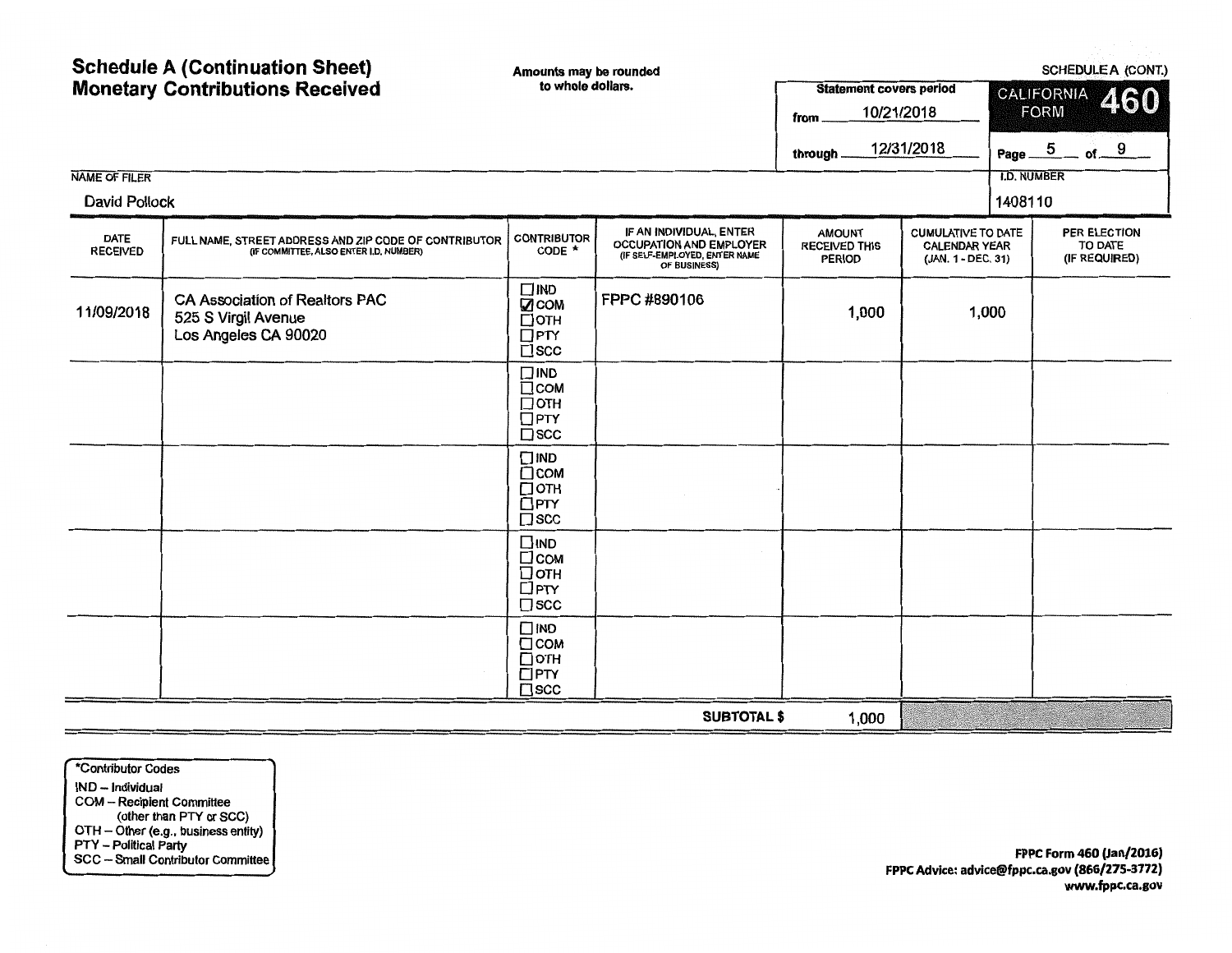# Schedule A (Continuation Sheet)
# Monetary Contributions Received

Amounts may be rounded to whole dollars.

SCHEDULE A (CONT.)

CALIFORNIA FORM 460

Statement covers period
from 10/21/2018
through 12/31/2018

NAME OF FILER: David Pollock

I.D. NUMBER: 1408110

| DATE RECEIVED | FULL NAME, STREET ADDRESS AND ZIP CODE OF CONTRIBUTOR (IF COMMITTEE, ALSO ENTER I.D. NUMBER) | CONTRIBUTOR CODE * | IF AN INDIVIDUAL, ENTER OCCUPATION AND EMPLOYER (IF SELF-EMPLOYED, ENTER NAME OF BUSINESS) | AMOUNT RECEIVED THIS PERIOD | CUMULATIVE TO DATE CALENDAR YEAR (JAN. 1 - DEC. 31) | PER ELECTION TO DATE (IF REQUIRED) |
|---|---|---|---|---|---|---|
| 11/09/2018 | CA Association of Realtors PAC<br>525 S Virgil Avenue<br>Los Angeles CA 90020 | ☐ IND<br>☑ COM<br>☐ OTH<br>☐ PTY<br>☐ SCC | FPPC #890106 | 1,000 | 1,000 | |
| | | ☐ IND<br>☐ COM<br>☐ OTH<br>☐ PTY<br>☐ SCC | | | | |
| | | ☐ IND<br>☐ COM<br>☐ OTH<br>☐ PTY<br>☐ SCC | | | | |
| | | ☐ IND<br>☐ COM<br>☐ OTH<br>☐ PTY<br>☐ SCC | | | | |
| | | ☐ IND<br>☐ COM<br>☐ OTH<br>☐ PTY<br>☐ SCC | | | | |
| | | | **SUBTOTAL $** | 1,000 | | |

*Contributor Codes
- IND – Individual
- COM – Recipient Committee (other than PTY or SCC)
- OTH – Other (e.g., business entity)
- PTY – Political Party
- SCC – Small Contributor Committee

FPPC Form 460 (Jan/2016)
FPPC Advice: advice@fppc.ca.gov (866/275-3772)
www.fppc.ca.gov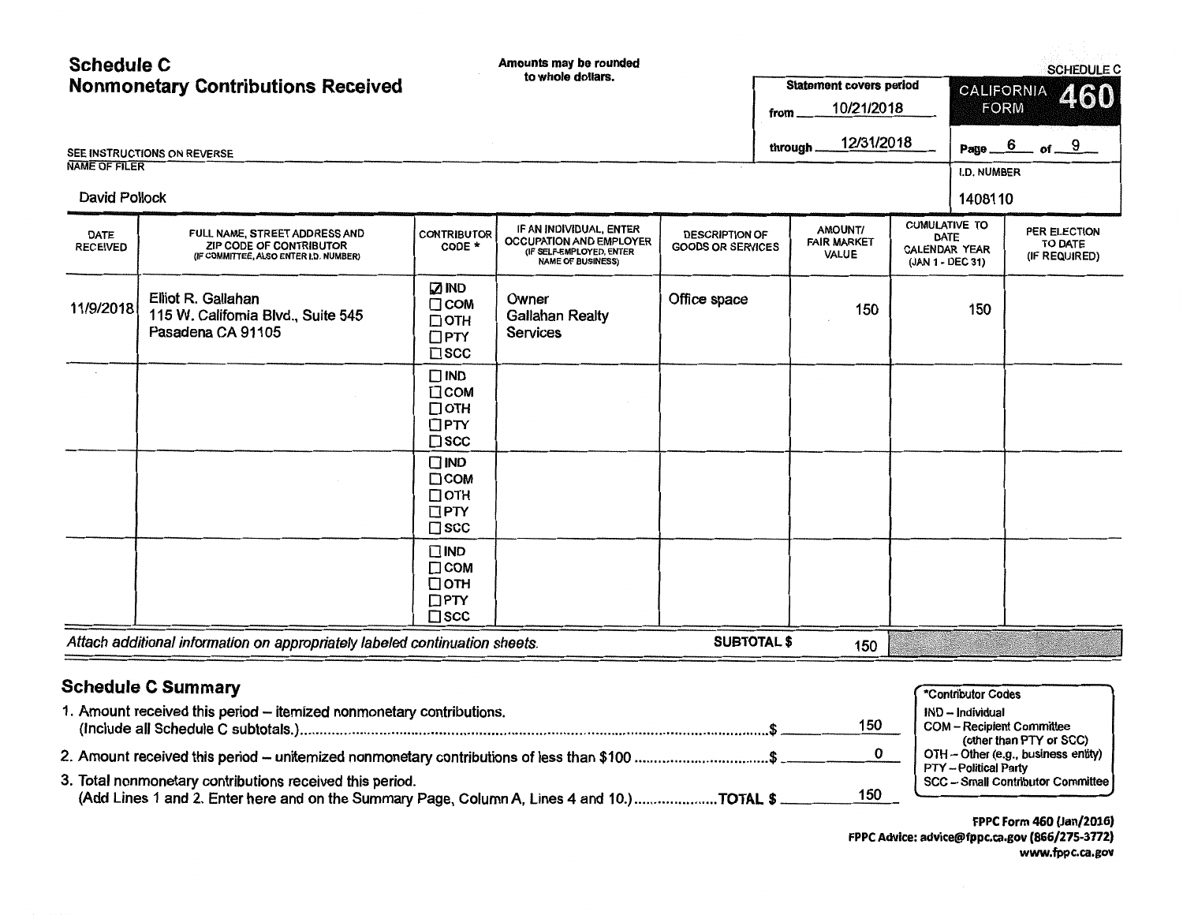# Schedule C
## Nonmonetary Contributions Received

Amounts may be rounded to whole dollars.

SCHEDULE C

CALIFORNIA FORM **460**

Statement covers period from 10/21/2018 through 12/31/2018

Page 6 of 9

SEE INSTRUCTIONS ON REVERSE

NAME OF FILER: David Pollock

I.D. NUMBER: 1408110

| DATE RECEIVED | FULL NAME, STREET ADDRESS AND ZIP CODE OF CONTRIBUTOR (IF COMMITTEE, ALSO ENTER I.D. NUMBER) | CONTRIBUTOR CODE * | IF AN INDIVIDUAL, ENTER OCCUPATION AND EMPLOYER (IF SELF-EMPLOYED, ENTER NAME OF BUSINESS) | DESCRIPTION OF GOODS OR SERVICES | AMOUNT/ FAIR MARKET VALUE | CUMULATIVE TO DATE CALENDAR YEAR (JAN 1 - DEC 31) | PER ELECTION TO DATE (IF REQUIRED) |
|---|---|---|---|---|---|---|---|
| 11/9/2018 | Elliot R. Gallahan<br>115 W. California Blvd., Suite 545<br>Pasadena CA 91105 | ☑ IND<br>☐ COM<br>☐ OTH<br>☐ PTY<br>☐ SCC | Owner<br>Gallahan Realty Services | Office space | 150 | 150 | |
| | | ☐ IND<br>☐ COM<br>☐ OTH<br>☐ PTY<br>☐ SCC | | | | | |
| | | ☐ IND<br>☐ COM<br>☐ OTH<br>☐ PTY<br>☐ SCC | | | | | |
| | | ☐ IND<br>☐ COM<br>☐ OTH<br>☐ PTY<br>☐ SCC | | | | | |

*Attach additional information on appropriately labeled continuation sheets.* **SUBTOTAL $** 150

## Schedule C Summary

1. Amount received this period – itemized nonmonetary contributions. (Include all Schedule C subtotals.) ........ $ 150
2. Amount received this period – unitemized nonmonetary contributions of less than $100 ........ $ 0
3. Total nonmonetary contributions received this period. (Add Lines 1 and 2. Enter here and on the Summary Page, Column A, Lines 4 and 10.) ........ TOTAL $ 150

*Contributor Codes
- IND – Individual
- COM – Recipient Committee (other than PTY or SCC)
- OTH – Other (e.g., business entity)
- PTY – Political Party
- SCC – Small Contributor Committee

FPPC Form 460 (Jan/2016)
FPPC Advice: advice@fppc.ca.gov (866/275-3772)
www.fppc.ca.gov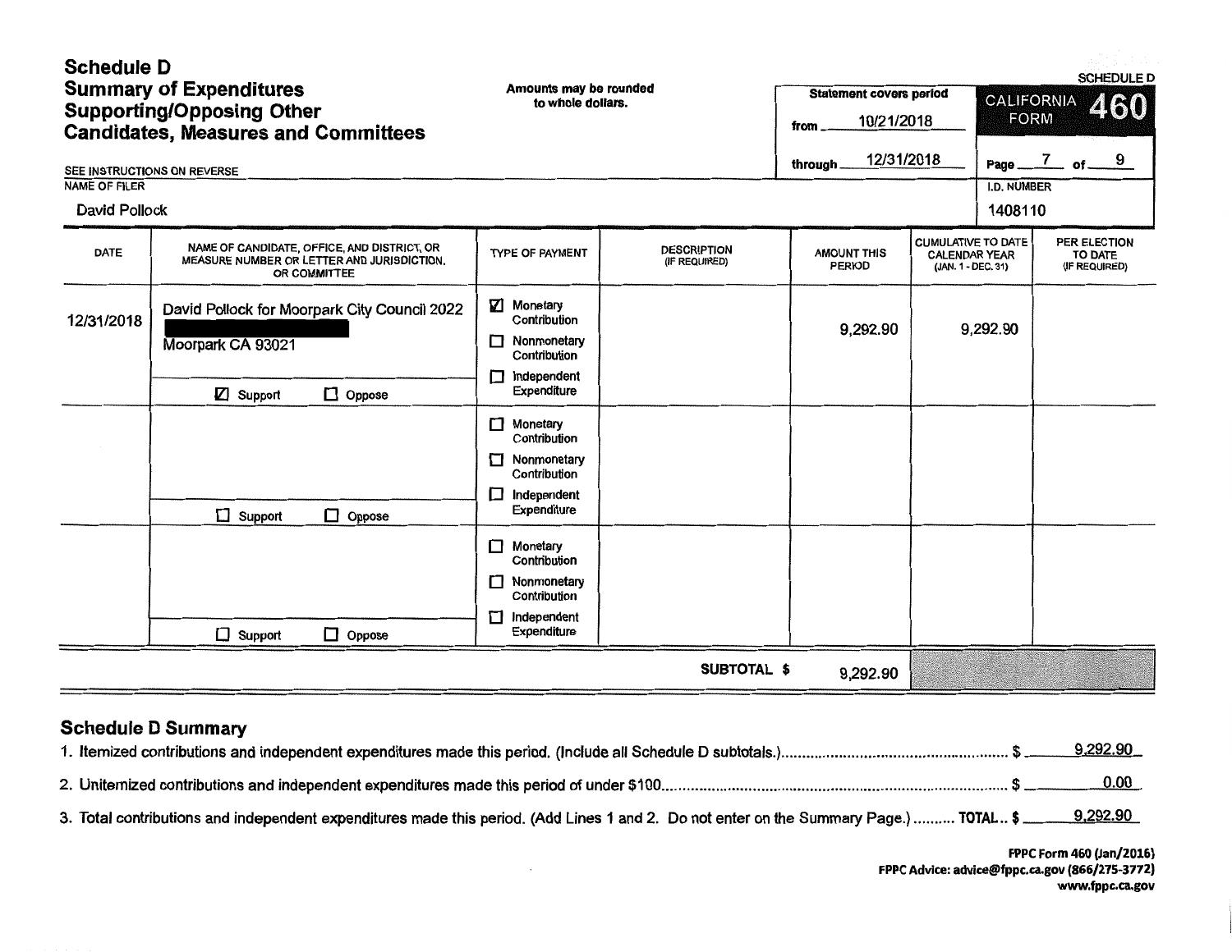# Schedule D
## Summary of Expenditures Supporting/Opposing Other Candidates, Measures and Committees

Amounts may be rounded to whole dollars.

SEE INSTRUCTIONS ON REVERSE

Statement covers period from 10/21/2018 through 12/31/2018

SCHEDULE D
CALIFORNIA FORM 460

Page 7 of 9

NAME OF FILER: David Pollock

I.D. NUMBER: 1408110

| DATE | NAME OF CANDIDATE, OFFICE, AND DISTRICT, OR MEASURE NUMBER OR LETTER AND JURISDICTION, OR COMMITTEE | TYPE OF PAYMENT | DESCRIPTION (IF REQUIRED) | AMOUNT THIS PERIOD | CUMULATIVE TO DATE CALENDAR YEAR (JAN. 1 - DEC. 31) | PER ELECTION TO DATE (IF REQUIRED) |
|---|---|---|---|---|---|---|
| 12/31/2018 | David Pollock for Moorpark City Council 2022 [REDACTED] Moorpark CA 93021 ☑ Support ☐ Oppose | ☑ Monetary Contribution ☐ Nonmonetary Contribution ☐ Independent Expenditure | | 9,292.90 | 9,292.90 | |
| | ☐ Support ☐ Oppose | ☐ Monetary Contribution ☐ Nonmonetary Contribution ☐ Independent Expenditure | | | | |
| | ☐ Support ☐ Oppose | ☐ Monetary Contribution ☐ Nonmonetary Contribution ☐ Independent Expenditure | | | | |
| | | | SUBTOTAL $ | 9,292.90 | | |

## Schedule D Summary

1. Itemized contributions and independent expenditures made this period. (Include all Schedule D subtotals.) $ 9,292.90
2. Unitemized contributions and independent expenditures made this period of under $100 $ 0.00
3. Total contributions and independent expenditures made this period. (Add Lines 1 and 2. Do not enter on the Summary Page.) TOTAL $ 9,292.90

FPPC Form 460 (Jan/2016)
FPPC Advice: advice@fppc.ca.gov (866/275-3772)
www.fppc.ca.gov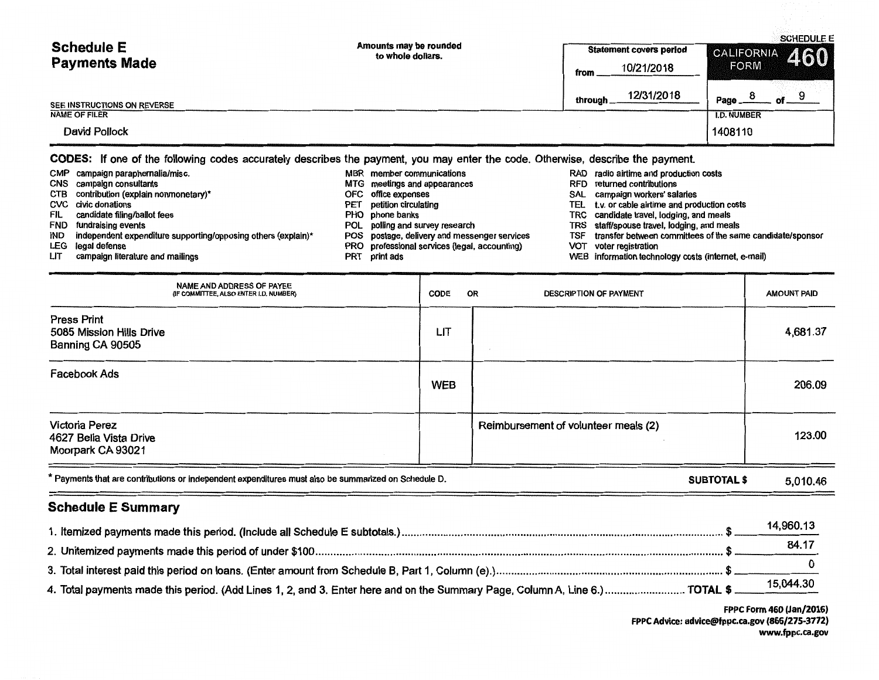# Schedule E
# Payments Made

Amounts may be rounded to whole dollars.

SEE INSTRUCTIONS ON REVERSE

| Statement covers period | |
|---|---|
| from | 10/21/2018 |
| through | 12/31/2018 |

SCHEDULE E
CALIFORNIA FORM 460

Page 8 of 9

| NAME OF FILER | I.D. NUMBER |
|---|---|
| David Pollock | 1408110 |

**CODES:** If one of the following codes accurately describes the payment, you may enter the code. Otherwise, describe the payment.

- CMP campaign paraphernalia/misc.
- CNS campaign consultants
- CTB contribution (explain nonmonetary)*
- CVC civic donations
- FIL candidate filing/ballot fees
- FND fundraising events
- IND independent expenditure supporting/opposing others (explain)*
- LEG legal defense
- LIT campaign literature and mailings
- MBR member communications
- MTG meetings and appearances
- OFC office expenses
- PET petition circulating
- PHO phone banks
- POL polling and survey research
- POS postage, delivery and messenger services
- PRO professional services (legal, accounting)
- PRT print ads
- RAD radio airtime and production costs
- RFD returned contributions
- SAL campaign workers' salaries
- TEL t.v. or cable airtime and production costs
- TRC candidate travel, lodging, and meals
- TRS staff/spouse travel, lodging, and meals
- TSF transfer between committees of the same candidate/sponsor
- VOT voter registration
- WEB information technology costs (internet, e-mail)

| NAME AND ADDRESS OF PAYEE (IF COMMITTEE, ALSO ENTER I.D. NUMBER) | CODE | OR DESCRIPTION OF PAYMENT | AMOUNT PAID |
|---|---|---|---|
| Press Print<br>5085 Mission Hills Drive<br>Banning CA 90505 | LIT | | 4,681.37 |
| Facebook Ads | WEB | | 206.09 |
| Victoria Perez<br>4627 Bella Vista Drive<br>Moorpark CA 93021 | | Reimbursement of volunteer meals (2) | 123.00 |

\* Payments that are contributions or independent expenditures must also be summarized on Schedule D.

**SUBTOTAL $** 5,010.46

## Schedule E Summary

1. Itemized payments made this period. (Include all Schedule E subtotals.) $ 14,960.13
2. Unitemized payments made this period of under $100 $ 84.17
3. Total interest paid this period on loans. (Enter amount from Schedule B, Part 1, Column (e).) $ 0
4. Total payments made this period. (Add Lines 1, 2, and 3. Enter here and on the Summary Page, Column A, Line 6.) TOTAL $ 15,044.30

FPPC Form 460 (Jan/2016)
FPPC Advice: advice@fppc.ca.gov (866/275-3772)
www.fppc.ca.gov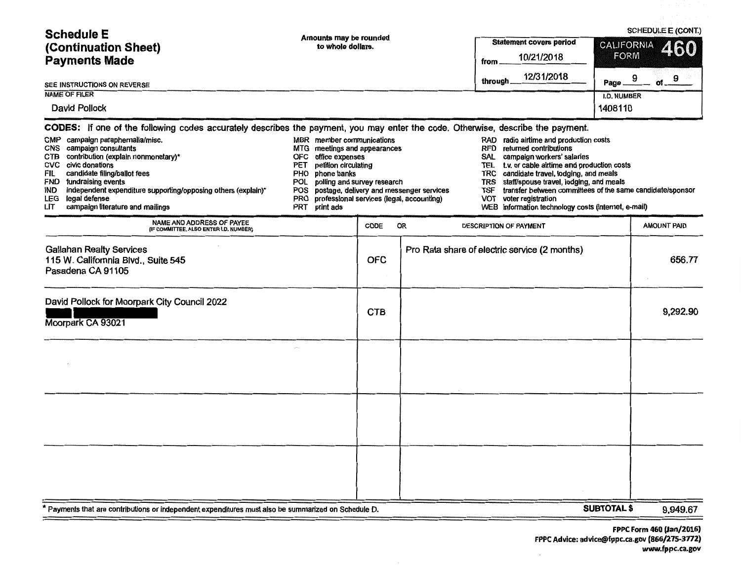# Schedule E (Continuation Sheet) Payments Made

SCHEDULE E (CONT.)

Amounts may be rounded to whole dollars.

Statement covers period from 10/21/2018 through 12/31/2018

CALIFORNIA FORM 460

Page 9 of 9

SEE INSTRUCTIONS ON REVERSE

NAME OF FILER: David Pollock

I.D. NUMBER: 1408110

**CODES:** If one of the following codes accurately describes the payment, you may enter the code. Otherwise, describe the payment.

- CMP campaign paraphernalia/misc.
- CNS campaign consultants
- CTB contribution (explain nonmonetary)*
- CVC civic donations
- FIL candidate filing/ballot fees
- FND fundraising events
- IND independent expenditure supporting/opposing others (explain)*
- LEG legal defense
- LIT campaign literature and mailings
- MBR member communications
- MTG meetings and appearances
- OFC office expenses
- PET petition circulating
- PHO phone banks
- POL polling and survey research
- POS postage, delivery and messenger services
- PRO professional services (legal, accounting)
- PRT print ads
- RAD radio airtime and production costs
- RFD returned contributions
- SAL campaign workers' salaries
- TEL t.v. or cable airtime and production costs
- TRC candidate travel, lodging, and meals
- TRS staff/spouse travel, lodging, and meals
- TSF transfer between committees of the same candidate/sponsor
- VOT voter registration
- WEB information technology costs (internet, e-mail)

| NAME AND ADDRESS OF PAYEE (IF COMMITTEE, ALSO ENTER I.D. NUMBER) | CODE | OR DESCRIPTION OF PAYMENT | AMOUNT PAID |
|---|---|---|---|
| Gallahan Realty Services<br>115 W. California Blvd., Suite 545<br>Pasadena CA 91105 | OFC | Pro Rata share of electric service (2 months) | 656.77 |
| David Pollock for Moorpark City Council 2022<br>[REDACTED]<br>Moorpark CA 93021 | CTB | | 9,292.90 |
| | | | |
| | | | |
| | | | |

\* Payments that are contributions or independent expenditures must also be summarized on Schedule D.

**SUBTOTAL $** 9,949.67

FPPC Form 460 (Jan/2016)
FPPC Advice: advice@fppc.ca.gov (866/275-3772)
www.fppc.ca.gov